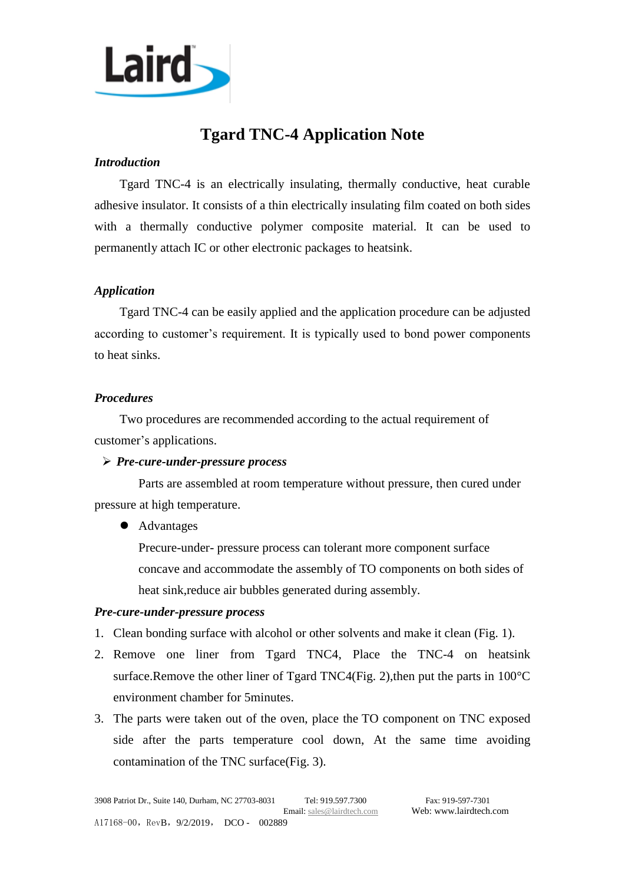# Tgard TNC-4 Application Note

***Introduction***

Tgard TNC-4 is an electrically insulating, thermally conductive, heat curable adhesive insulator. It consists of a thin electrically insulating film coated on both sides with a thermally conductive polymer composite material. It can be used to permanently attach IC or other electronic packages to heatsink.

***Application***

Tgard TNC-4 can be easily applied and the application procedure can be adjusted according to customer's requirement. It is typically used to bond power components to heat sinks.

***Procedures***

Two procedures are recommended according to the actual requirement of customer's applications.

- ***Pre-cure-under-pressure process***

  Parts are assembled at room temperature without pressure, then cured under pressure at high temperature.

  - Advantages

    Precure-under- pressure process can tolerant more component surface concave and accommodate the assembly of TO components on both sides of heat sink,reduce air bubbles generated during assembly.

***Pre-cure-under-pressure process***

1. Clean bonding surface with alcohol or other solvents and make it clean (Fig. 1).
2. Remove one liner from Tgard TNC4, Place the TNC-4 on heatsink surface.Remove the other liner of Tgard TNC4(Fig. 2),then put the parts in 100°C environment chamber for 5minutes.
3. The parts were taken out of the oven, place the TO component on TNC exposed side after the parts temperature cool down, At the same time avoiding contamination of the TNC surface(Fig. 3).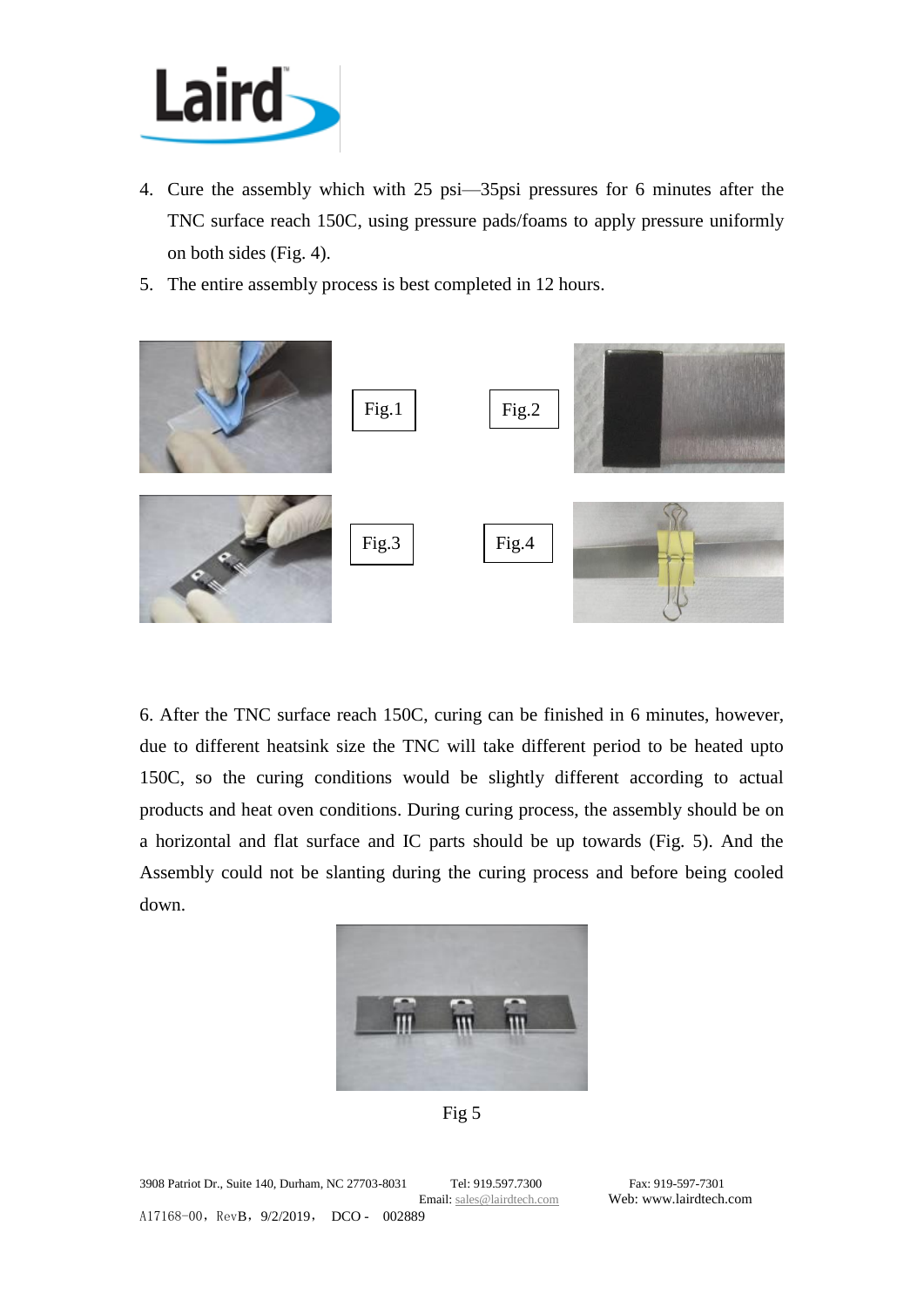4. Cure the assembly which with 25 psi—35psi pressures for 6 minutes after the TNC surface reach 150C, using pressure pads/foams to apply pressure uniformly on both sides (Fig. 4).
5. The entire assembly process is best completed in 12 hours.

Fig.1

Fig.2

Fig.3

Fig.4

6. After the TNC surface reach 150C, curing can be finished in 6 minutes, however, due to different heatsink size the TNC will take different period to be heated upto 150C, so the curing conditions would be slightly different according to actual products and heat oven conditions. During curing process, the assembly should be on a horizontal and flat surface and IC parts should be up towards (Fig. 5). And the Assembly could not be slanting during the curing process and before being cooled down.

Fig 5

3908 Patriot Dr., Suite 140, Durham, NC 27703-8031 Tel: 919.597.7300 Fax: 919-597-7301
Email: sales@lairdtech.com Web: www.lairdtech.com
A17168-00，RevB，9/2/2019， DCO - 002889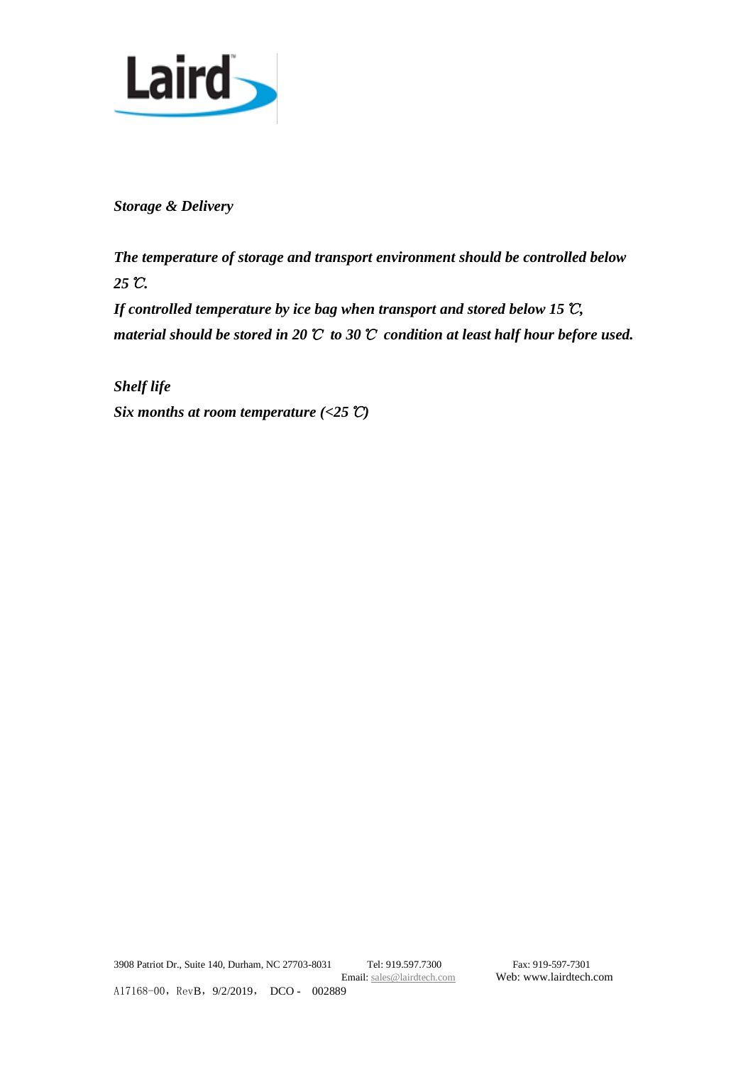***Storage & Delivery***

***The temperature of storage and transport environment should be controlled below 25 ℃.***

***If controlled temperature by ice bag when transport and stored below 15 ℃, material should be stored in 20 ℃ to 30 ℃ condition at least half hour before used.***

***Shelf life***

***Six months at room temperature (<25 ℃)***

3908 Patriot Dr., Suite 140, Durham, NC 27703-8031 Tel: 919.597.7300 Fax: 919-597-7301
Email: sales@lairdtech.com Web: www.lairdtech.com

A17168-00，RevB，9/2/2019， DCO - 002889